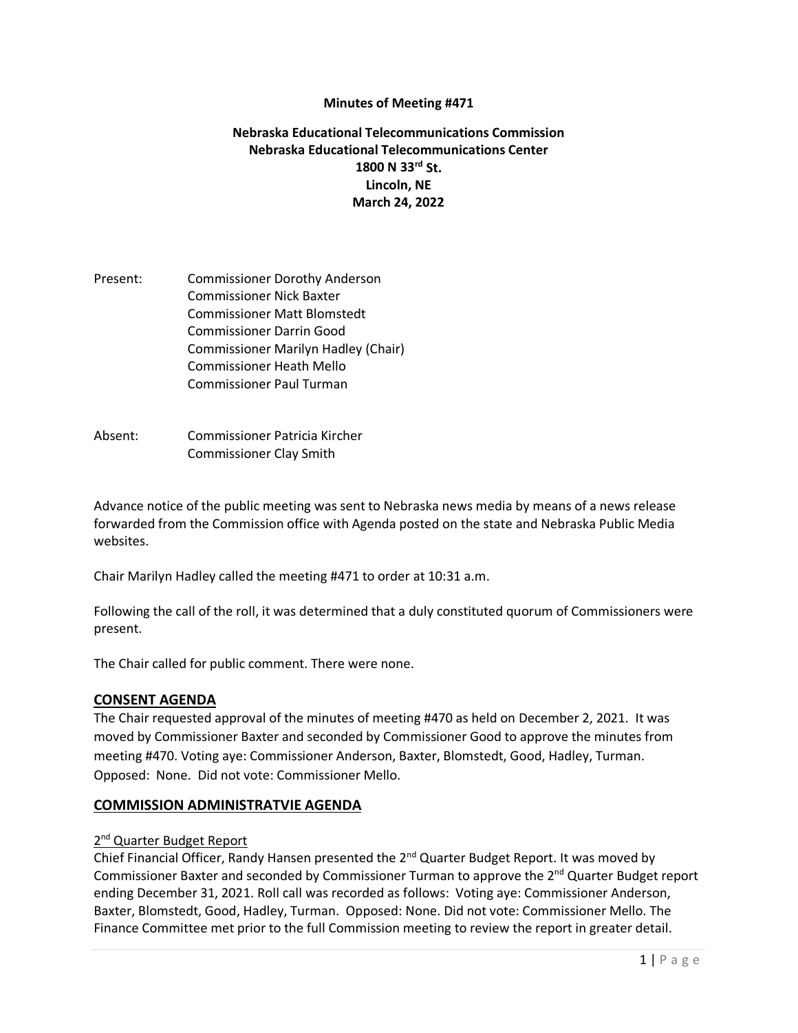**Minutes of Meeting #471**

**Nebraska Educational Telecommunications Commission**
**Nebraska Educational Telecommunications Center**
**1800 N 33rd St.**
**Lincoln, NE**
**March 24, 2022**

Present: Commissioner Dorothy Anderson
Commissioner Nick Baxter
Commissioner Matt Blomstedt
Commissioner Darrin Good
Commissioner Marilyn Hadley (Chair)
Commissioner Heath Mello
Commissioner Paul Turman

Absent: Commissioner Patricia Kircher
Commissioner Clay Smith

Advance notice of the public meeting was sent to Nebraska news media by means of a news release forwarded from the Commission office with Agenda posted on the state and Nebraska Public Media websites.

Chair Marilyn Hadley called the meeting #471 to order at 10:31 a.m.

Following the call of the roll, it was determined that a duly constituted quorum of Commissioners were present.

The Chair called for public comment. There were none.

## CONSENT AGENDA

The Chair requested approval of the minutes of meeting #470 as held on December 2, 2021. It was moved by Commissioner Baxter and seconded by Commissioner Good to approve the minutes from meeting #470. Voting aye: Commissioner Anderson, Baxter, Blomstedt, Good, Hadley, Turman. Opposed: None. Did not vote: Commissioner Mello.

## COMMISSION ADMINISTRATVIE AGENDA

### 2nd Quarter Budget Report

Chief Financial Officer, Randy Hansen presented the 2nd Quarter Budget Report. It was moved by Commissioner Baxter and seconded by Commissioner Turman to approve the 2nd Quarter Budget report ending December 31, 2021. Roll call was recorded as follows: Voting aye: Commissioner Anderson, Baxter, Blomstedt, Good, Hadley, Turman. Opposed: None. Did not vote: Commissioner Mello. The Finance Committee met prior to the full Commission meeting to review the report in greater detail.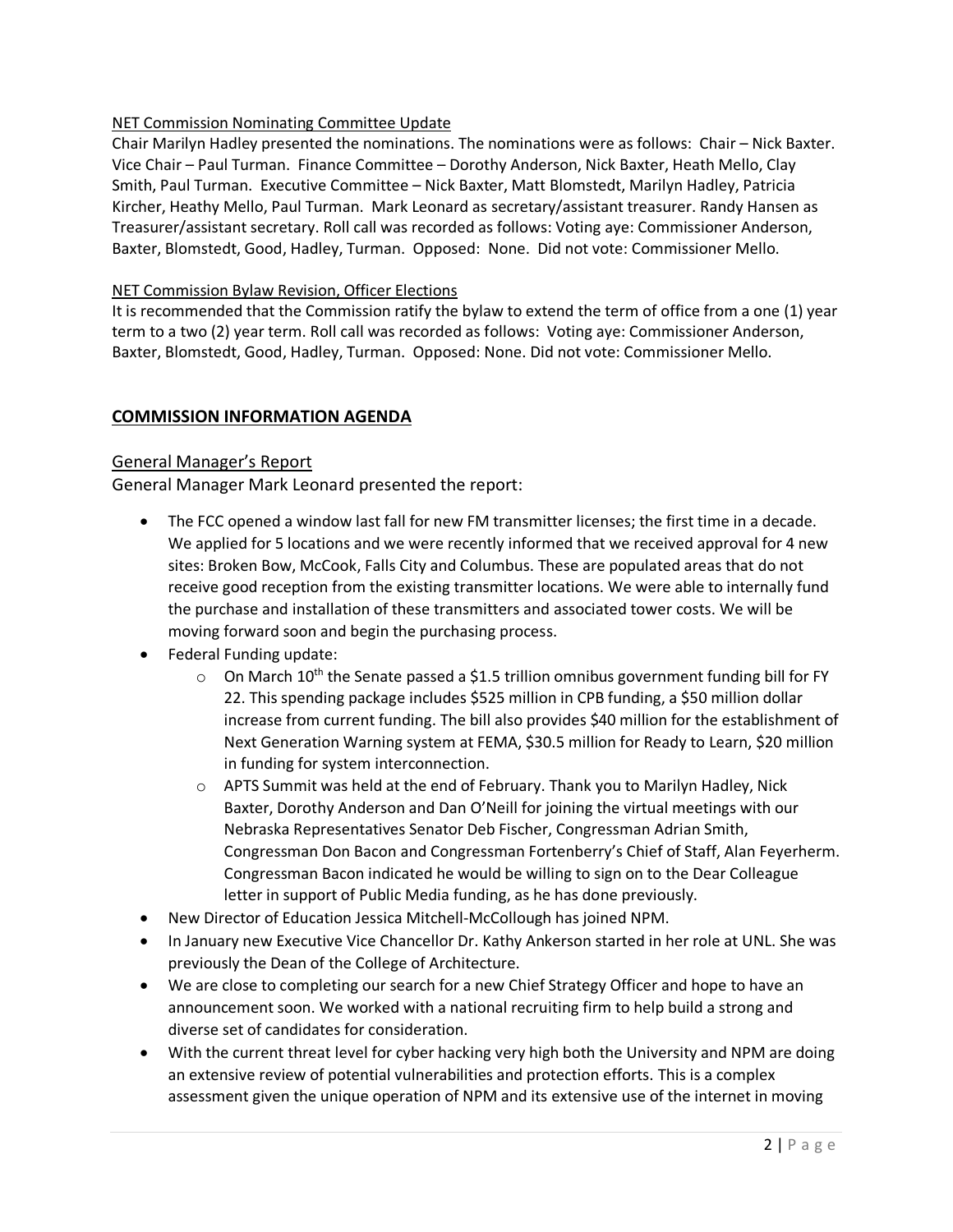<u>NET Commission Nominating Committee Update</u>

Chair Marilyn Hadley presented the nominations. The nominations were as follows: Chair – Nick Baxter. Vice Chair – Paul Turman. Finance Committee – Dorothy Anderson, Nick Baxter, Heath Mello, Clay Smith, Paul Turman. Executive Committee – Nick Baxter, Matt Blomstedt, Marilyn Hadley, Patricia Kircher, Heathy Mello, Paul Turman. Mark Leonard as secretary/assistant treasurer. Randy Hansen as Treasurer/assistant secretary. Roll call was recorded as follows: Voting aye: Commissioner Anderson, Baxter, Blomstedt, Good, Hadley, Turman. Opposed: None. Did not vote: Commissioner Mello.

<u>NET Commission Bylaw Revision, Officer Elections</u>

It is recommended that the Commission ratify the bylaw to extend the term of office from a one (1) year term to a two (2) year term. Roll call was recorded as follows: Voting aye: Commissioner Anderson, Baxter, Blomstedt, Good, Hadley, Turman. Opposed: None. Did not vote: Commissioner Mello.

## COMMISSION INFORMATION AGENDA

### General Manager's Report

General Manager Mark Leonard presented the report:

- The FCC opened a window last fall for new FM transmitter licenses; the first time in a decade. We applied for 5 locations and we were recently informed that we received approval for 4 new sites: Broken Bow, McCook, Falls City and Columbus. These are populated areas that do not receive good reception from the existing transmitter locations. We were able to internally fund the purchase and installation of these transmitters and associated tower costs. We will be moving forward soon and begin the purchasing process.
- Federal Funding update:
  - On March 10th the Senate passed a $1.5 trillion omnibus government funding bill for FY 22. This spending package includes $525 million in CPB funding, a $50 million dollar increase from current funding. The bill also provides $40 million for the establishment of Next Generation Warning system at FEMA, $30.5 million for Ready to Learn, $20 million in funding for system interconnection.
  - APTS Summit was held at the end of February. Thank you to Marilyn Hadley, Nick Baxter, Dorothy Anderson and Dan O'Neill for joining the virtual meetings with our Nebraska Representatives Senator Deb Fischer, Congressman Adrian Smith, Congressman Don Bacon and Congressman Fortenberry's Chief of Staff, Alan Feyerherm. Congressman Bacon indicated he would be willing to sign on to the Dear Colleague letter in support of Public Media funding, as he has done previously.
- New Director of Education Jessica Mitchell-McCollough has joined NPM.
- In January new Executive Vice Chancellor Dr. Kathy Ankerson started in her role at UNL. She was previously the Dean of the College of Architecture.
- We are close to completing our search for a new Chief Strategy Officer and hope to have an announcement soon. We worked with a national recruiting firm to help build a strong and diverse set of candidates for consideration.
- With the current threat level for cyber hacking very high both the University and NPM are doing an extensive review of potential vulnerabilities and protection efforts. This is a complex assessment given the unique operation of NPM and its extensive use of the internet in moving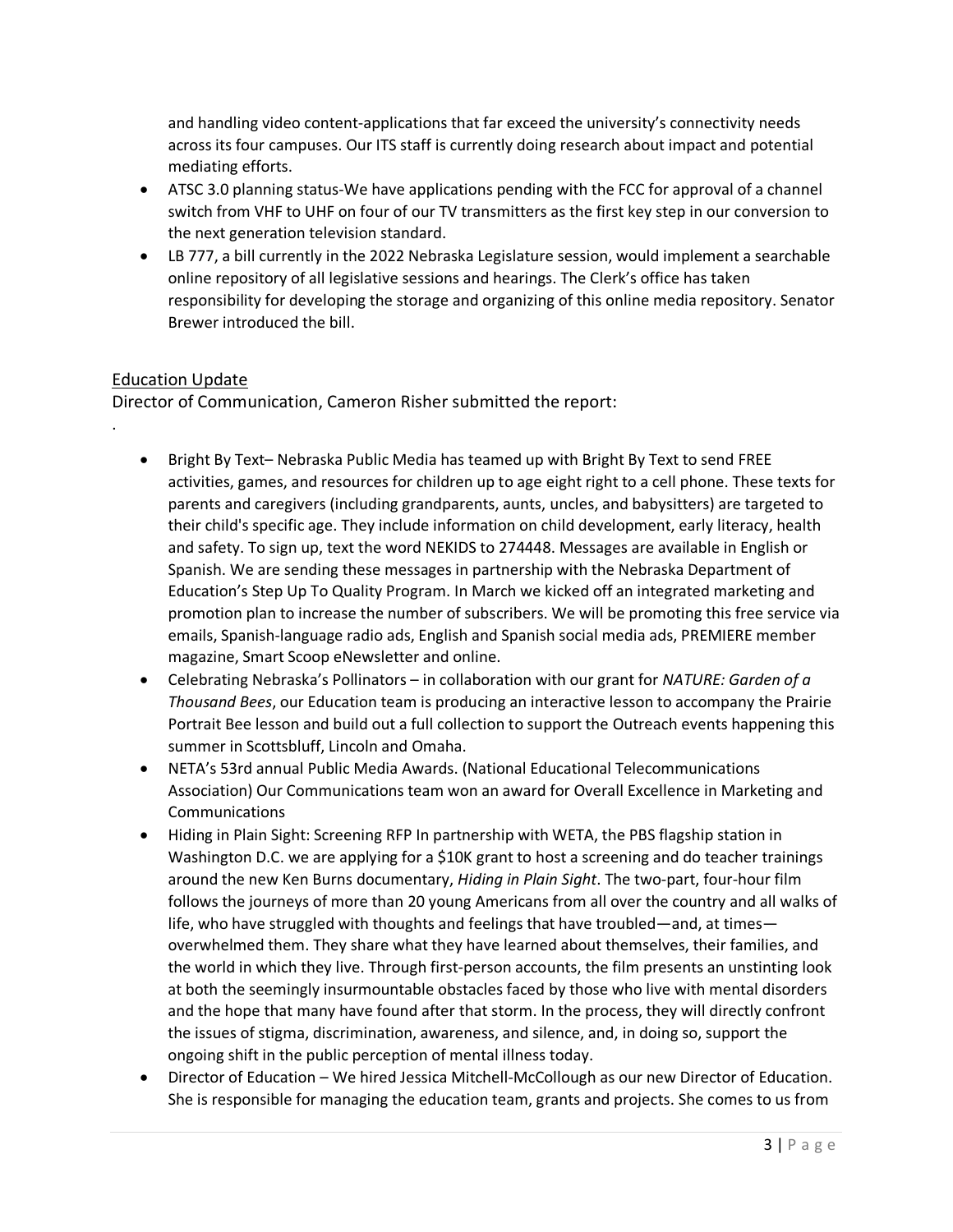and handling video content-applications that far exceed the university's connectivity needs across its four campuses. Our ITS staff is currently doing research about impact and potential mediating efforts.

- ATSC 3.0 planning status-We have applications pending with the FCC for approval of a channel switch from VHF to UHF on four of our TV transmitters as the first key step in our conversion to the next generation television standard.
- LB 777, a bill currently in the 2022 Nebraska Legislature session, would implement a searchable online repository of all legislative sessions and hearings. The Clerk's office has taken responsibility for developing the storage and organizing of this online media repository. Senator Brewer introduced the bill.

## Education Update

Director of Communication, Cameron Risher submitted the report:

.

- Bright By Text– Nebraska Public Media has teamed up with Bright By Text to send FREE activities, games, and resources for children up to age eight right to a cell phone. These texts for parents and caregivers (including grandparents, aunts, uncles, and babysitters) are targeted to their child's specific age. They include information on child development, early literacy, health and safety. To sign up, text the word NEKIDS to 274448. Messages are available in English or Spanish. We are sending these messages in partnership with the Nebraska Department of Education's Step Up To Quality Program. In March we kicked off an integrated marketing and promotion plan to increase the number of subscribers. We will be promoting this free service via emails, Spanish-language radio ads, English and Spanish social media ads, PREMIERE member magazine, Smart Scoop eNewsletter and online.
- Celebrating Nebraska's Pollinators – in collaboration with our grant for *NATURE: Garden of a Thousand Bees*, our Education team is producing an interactive lesson to accompany the Prairie Portrait Bee lesson and build out a full collection to support the Outreach events happening this summer in Scottsbluff, Lincoln and Omaha.
- NETA's 53rd annual Public Media Awards. (National Educational Telecommunications Association) Our Communications team won an award for Overall Excellence in Marketing and Communications
- Hiding in Plain Sight: Screening RFP In partnership with WETA, the PBS flagship station in Washington D.C. we are applying for a $10K grant to host a screening and do teacher trainings around the new Ken Burns documentary, *Hiding in Plain Sight*. The two-part, four-hour film follows the journeys of more than 20 young Americans from all over the country and all walks of life, who have struggled with thoughts and feelings that have troubled—and, at times—overwhelmed them. They share what they have learned about themselves, their families, and the world in which they live. Through first-person accounts, the film presents an unstinting look at both the seemingly insurmountable obstacles faced by those who live with mental disorders and the hope that many have found after that storm. In the process, they will directly confront the issues of stigma, discrimination, awareness, and silence, and, in doing so, support the ongoing shift in the public perception of mental illness today.
- Director of Education – We hired Jessica Mitchell-McCollough as our new Director of Education. She is responsible for managing the education team, grants and projects. She comes to us from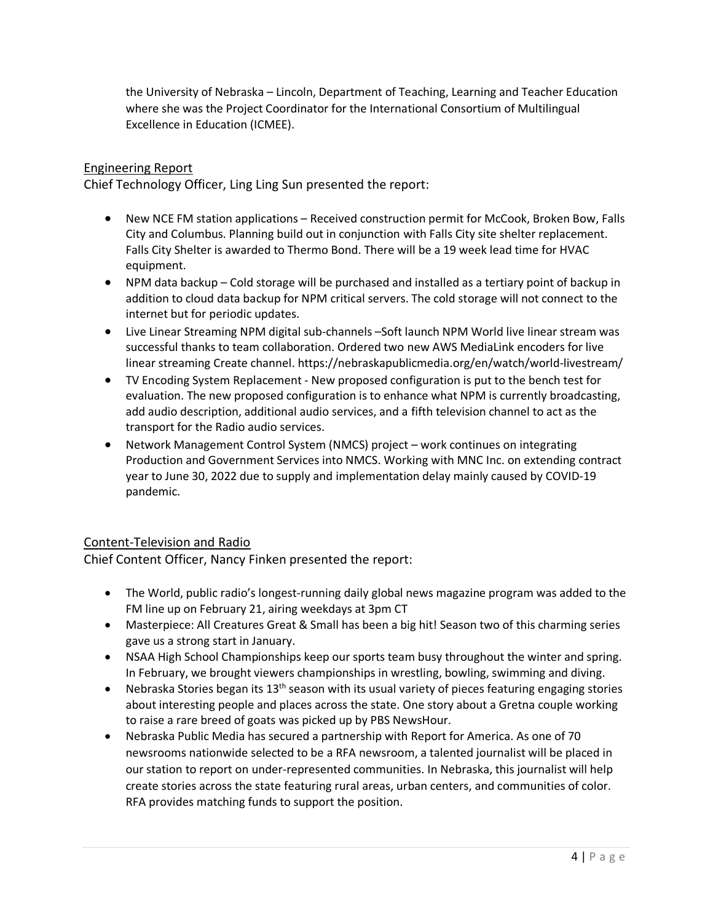the University of Nebraska – Lincoln, Department of Teaching, Learning and Teacher Education where she was the Project Coordinator for the International Consortium of Multilingual Excellence in Education (ICMEE).

## Engineering Report

Chief Technology Officer, Ling Ling Sun presented the report:

- New NCE FM station applications – Received construction permit for McCook, Broken Bow, Falls City and Columbus. Planning build out in conjunction with Falls City site shelter replacement. Falls City Shelter is awarded to Thermo Bond. There will be a 19 week lead time for HVAC equipment.
- NPM data backup – Cold storage will be purchased and installed as a tertiary point of backup in addition to cloud data backup for NPM critical servers. The cold storage will not connect to the internet but for periodic updates.
- Live Linear Streaming NPM digital sub-channels –Soft launch NPM World live linear stream was successful thanks to team collaboration. Ordered two new AWS MediaLink encoders for live linear streaming Create channel. https://nebraskapublicmedia.org/en/watch/world-livestream/
- TV Encoding System Replacement - New proposed configuration is put to the bench test for evaluation. The new proposed configuration is to enhance what NPM is currently broadcasting, add audio description, additional audio services, and a fifth television channel to act as the transport for the Radio audio services.
- Network Management Control System (NMCS) project – work continues on integrating Production and Government Services into NMCS. Working with MNC Inc. on extending contract year to June 30, 2022 due to supply and implementation delay mainly caused by COVID-19 pandemic.

## Content-Television and Radio

Chief Content Officer, Nancy Finken presented the report:

- The World, public radio's longest-running daily global news magazine program was added to the FM line up on February 21, airing weekdays at 3pm CT
- Masterpiece: All Creatures Great & Small has been a big hit! Season two of this charming series gave us a strong start in January.
- NSAA High School Championships keep our sports team busy throughout the winter and spring. In February, we brought viewers championships in wrestling, bowling, swimming and diving.
- Nebraska Stories began its 13th season with its usual variety of pieces featuring engaging stories about interesting people and places across the state. One story about a Gretna couple working to raise a rare breed of goats was picked up by PBS NewsHour.
- Nebraska Public Media has secured a partnership with Report for America. As one of 70 newsrooms nationwide selected to be a RFA newsroom, a talented journalist will be placed in our station to report on under-represented communities. In Nebraska, this journalist will help create stories across the state featuring rural areas, urban centers, and communities of color. RFA provides matching funds to support the position.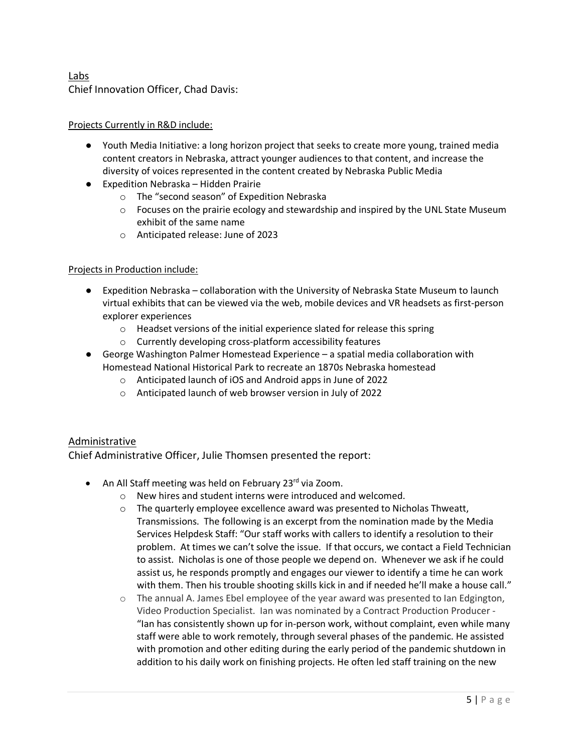## Labs

Chief Innovation Officer, Chad Davis:

Projects Currently in R&D include:

- Youth Media Initiative: a long horizon project that seeks to create more young, trained media content creators in Nebraska, attract younger audiences to that content, and increase the diversity of voices represented in the content created by Nebraska Public Media
- Expedition Nebraska – Hidden Prairie
  - The "second season" of Expedition Nebraska
  - Focuses on the prairie ecology and stewardship and inspired by the UNL State Museum exhibit of the same name
  - Anticipated release: June of 2023

Projects in Production include:

- Expedition Nebraska – collaboration with the University of Nebraska State Museum to launch virtual exhibits that can be viewed via the web, mobile devices and VR headsets as first-person explorer experiences
  - Headset versions of the initial experience slated for release this spring
  - Currently developing cross-platform accessibility features
- George Washington Palmer Homestead Experience – a spatial media collaboration with Homestead National Historical Park to recreate an 1870s Nebraska homestead
  - Anticipated launch of iOS and Android apps in June of 2022
  - Anticipated launch of web browser version in July of 2022

## Administrative

Chief Administrative Officer, Julie Thomsen presented the report:

- An All Staff meeting was held on February 23rd via Zoom.
  - New hires and student interns were introduced and welcomed.
  - The quarterly employee excellence award was presented to Nicholas Thweatt, Transmissions. The following is an excerpt from the nomination made by the Media Services Helpdesk Staff: "Our staff works with callers to identify a resolution to their problem. At times we can't solve the issue. If that occurs, we contact a Field Technician to assist. Nicholas is one of those people we depend on. Whenever we ask if he could assist us, he responds promptly and engages our viewer to identify a time he can work with them. Then his trouble shooting skills kick in and if needed he'll make a house call."
  - The annual A. James Ebel employee of the year award was presented to Ian Edgington, Video Production Specialist. Ian was nominated by a Contract Production Producer - "Ian has consistently shown up for in-person work, without complaint, even while many staff were able to work remotely, through several phases of the pandemic. He assisted with promotion and other editing during the early period of the pandemic shutdown in addition to his daily work on finishing projects. He often led staff training on the new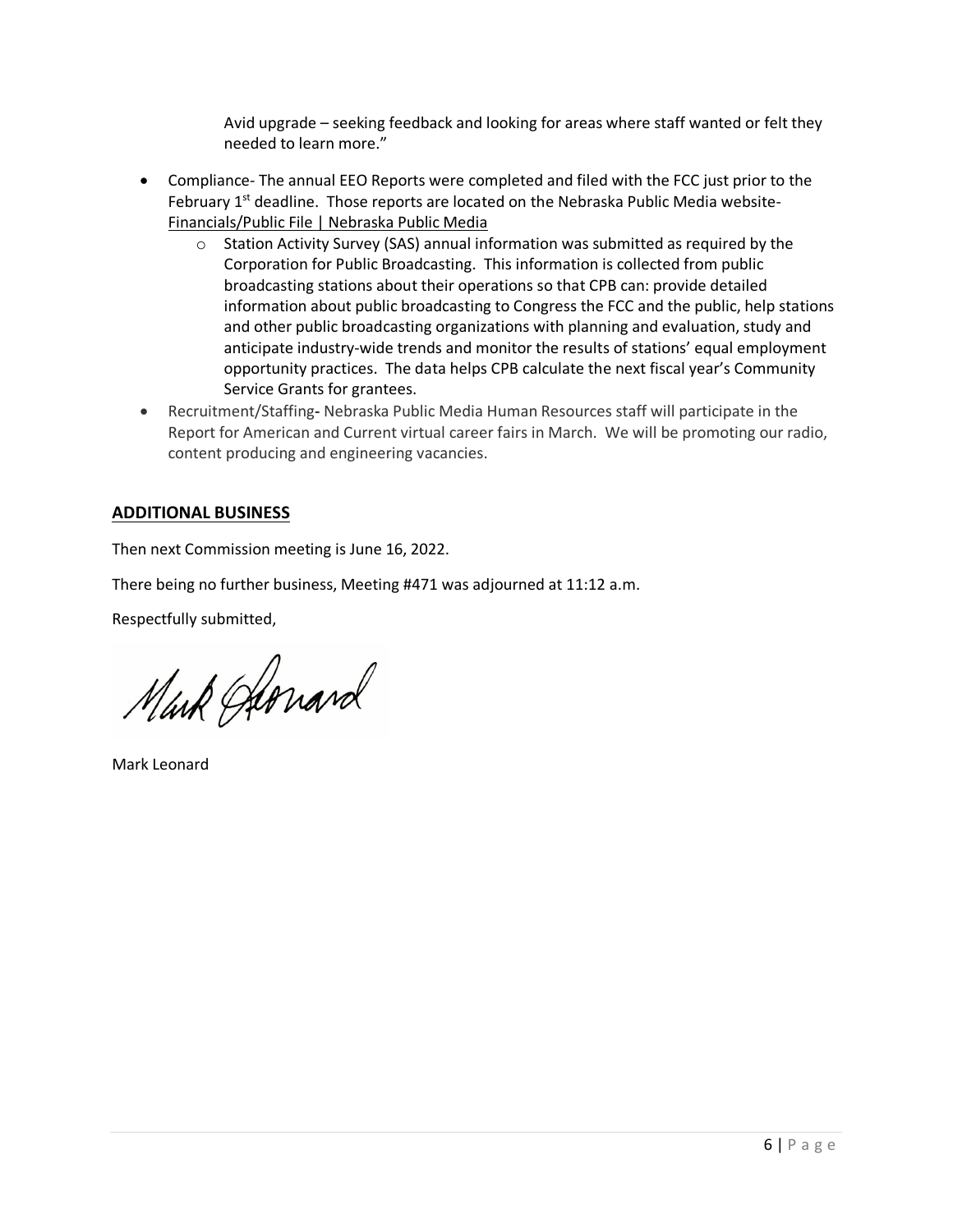Avid upgrade – seeking feedback and looking for areas where staff wanted or felt they needed to learn more."

- Compliance- The annual EEO Reports were completed and filed with the FCC just prior to the February 1st deadline. Those reports are located on the Nebraska Public Media website- Financials/Public File | Nebraska Public Media
  - Station Activity Survey (SAS) annual information was submitted as required by the Corporation for Public Broadcasting. This information is collected from public broadcasting stations about their operations so that CPB can: provide detailed information about public broadcasting to Congress the FCC and the public, help stations and other public broadcasting organizations with planning and evaluation, study and anticipate industry-wide trends and monitor the results of stations' equal employment opportunity practices. The data helps CPB calculate the next fiscal year's Community Service Grants for grantees.
- Recruitment/Staffing- Nebraska Public Media Human Resources staff will participate in the Report for American and Current virtual career fairs in March. We will be promoting our radio, content producing and engineering vacancies.

## ADDITIONAL BUSINESS

Then next Commission meeting is June 16, 2022.

There being no further business, Meeting #471 was adjourned at 11:12 a.m.

Respectfully submitted,

Mark Leonard